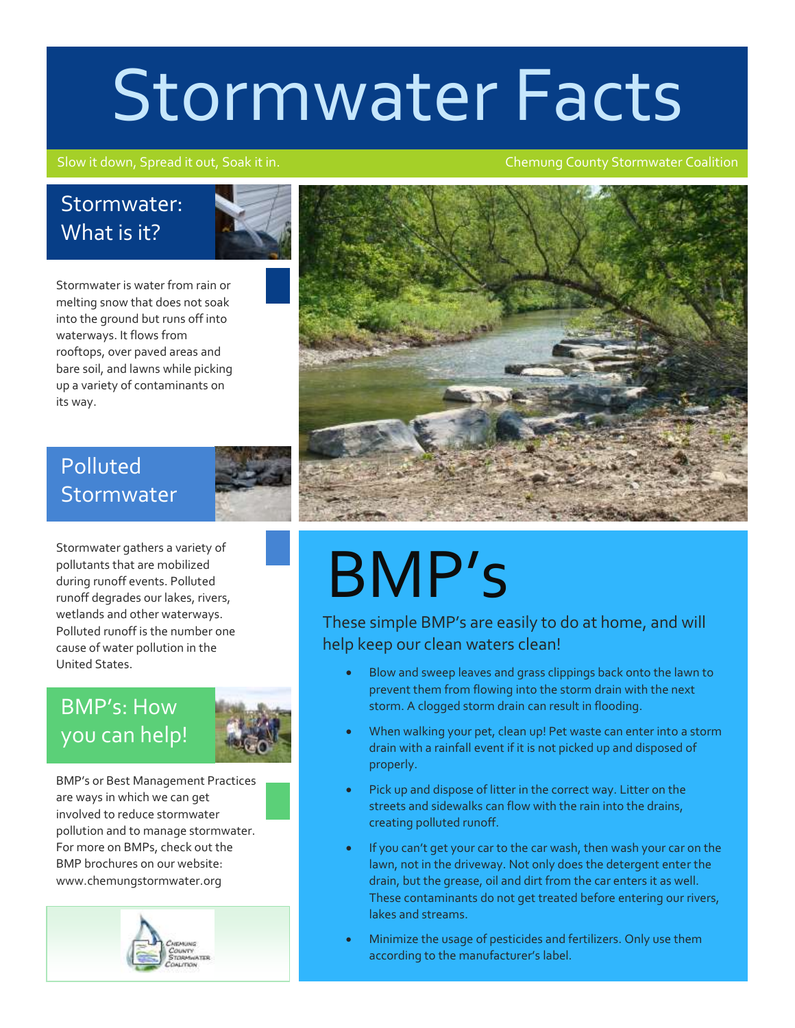# Stormwater Facts

Slow it down, Spread it out, Soak it in.

Chemung County Stormwater Coalition

## Stormwater: What is it?

Stormwater is water from rain or melting snow that does not soak into the ground but runs off into waterways. It flows from rooftops, over paved areas and bare soil, and lawns while picking up a variety of contaminants on its way.

## Polluted Stormwater

Stormwater gathers a variety of pollutants that are mobilized during runoff events. Polluted runoff degrades our lakes, rivers, wetlands and other waterways. Polluted runoff is the number one cause of water pollution in the United States.

## BMP's: How you can help!

BMP's or Best Management Practices are ways in which we can get involved to reduce stormwater pollution and to manage stormwater. For more on BMPs, check out the BMP brochures on our website: www.chemungstormwater.org

Chemung County Stormwater Coalition

# BMP's

These simple BMP's are easily to do at home, and will help keep our clean waters clean!

- Blow and sweep leaves and grass clippings back onto the lawn to prevent them from flowing into the storm drain with the next storm. A clogged storm drain can result in flooding.
- When walking your pet, clean up! Pet waste can enter into a storm drain with a rainfall event if it is not picked up and disposed of properly.
- Pick up and dispose of litter in the correct way. Litter on the streets and sidewalks can flow with the rain into the drains, creating polluted runoff.
- If you can't get your car to the car wash, then wash your car on the lawn, not in the driveway. Not only does the detergent enter the drain, but the grease, oil and dirt from the car enters it as well. These contaminants do not get treated before entering our rivers, lakes and streams.
- Minimize the usage of pesticides and fertilizers. Only use them according to the manufacturer's label.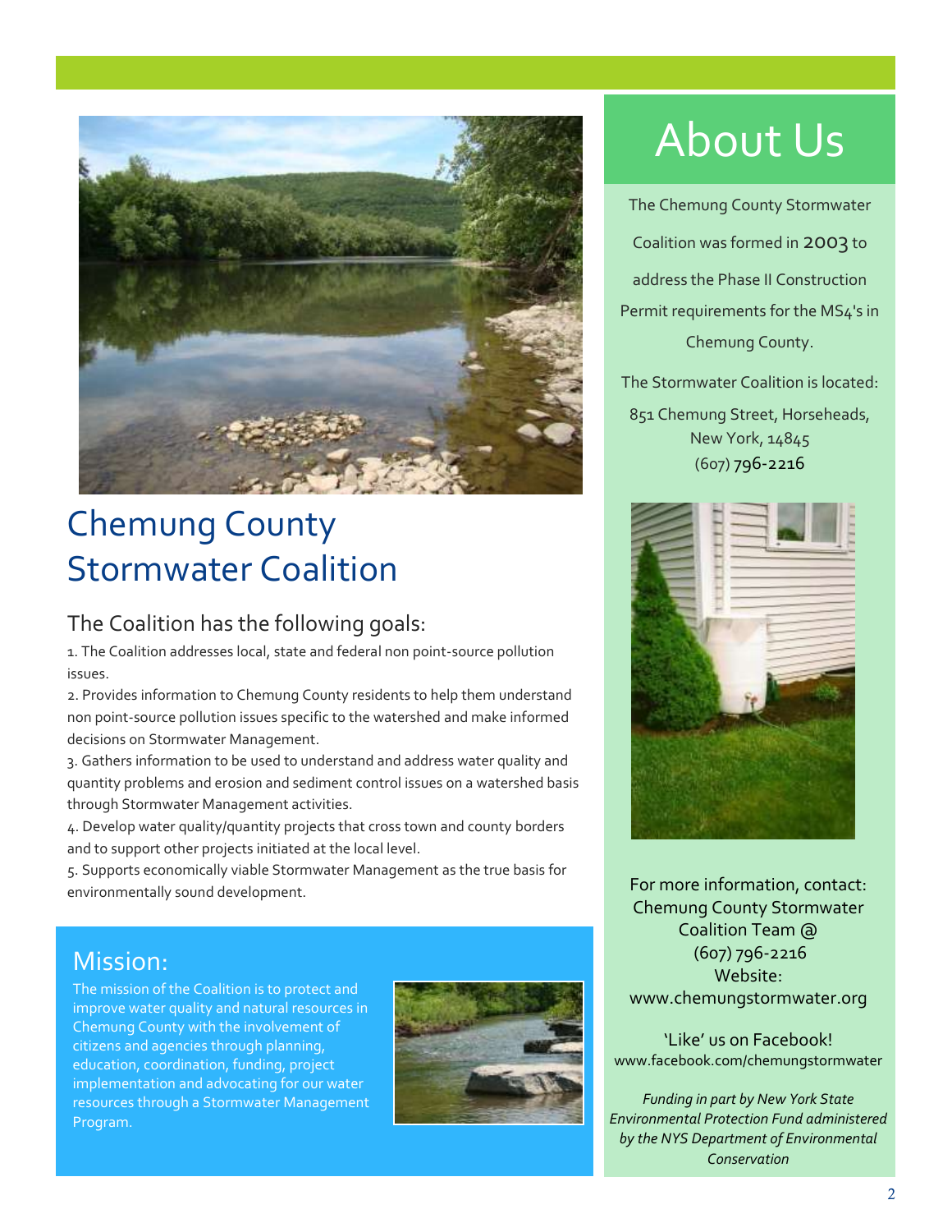# Chemung County Stormwater Coalition

## The Coalition has the following goals:

1. The Coalition addresses local, state and federal non point-source pollution issues.
2. Provides information to Chemung County residents to help them understand non point-source pollution issues specific to the watershed and make informed decisions on Stormwater Management.
3. Gathers information to be used to understand and address water quality and quantity problems and erosion and sediment control issues on a watershed basis through Stormwater Management activities.
4. Develop water quality/quantity projects that cross town and county borders and to support other projects initiated at the local level.
5. Supports economically viable Stormwater Management as the true basis for environmentally sound development.

## Mission:

The mission of the Coalition is to protect and improve water quality and natural resources in Chemung County with the involvement of citizens and agencies through planning, education, coordination, funding, project implementation and advocating for our water resources through a Stormwater Management Program.

# About Us

The Chemung County Stormwater Coalition was formed in 2003 to address the Phase II Construction Permit requirements for the MS4's in Chemung County.

The Stormwater Coalition is located:

851 Chemung Street, Horseheads, New York, 14845
(607) 796-2216

For more information, contact:
Chemung County Stormwater Coalition Team @
(607) 796-2216
Website:
www.chemungstormwater.org

'Like' us on Facebook!
www.facebook.com/chemungstormwater

*Funding in part by New York State Environmental Protection Fund administered by the NYS Department of Environmental Conservation*